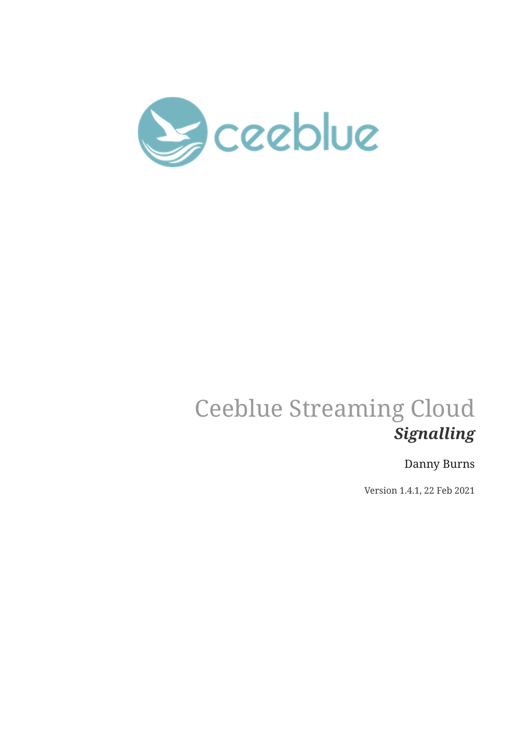# Ceeblue Streaming Cloud

## *Signalling*

Danny Burns

Version 1.4.1, 22 Feb 2021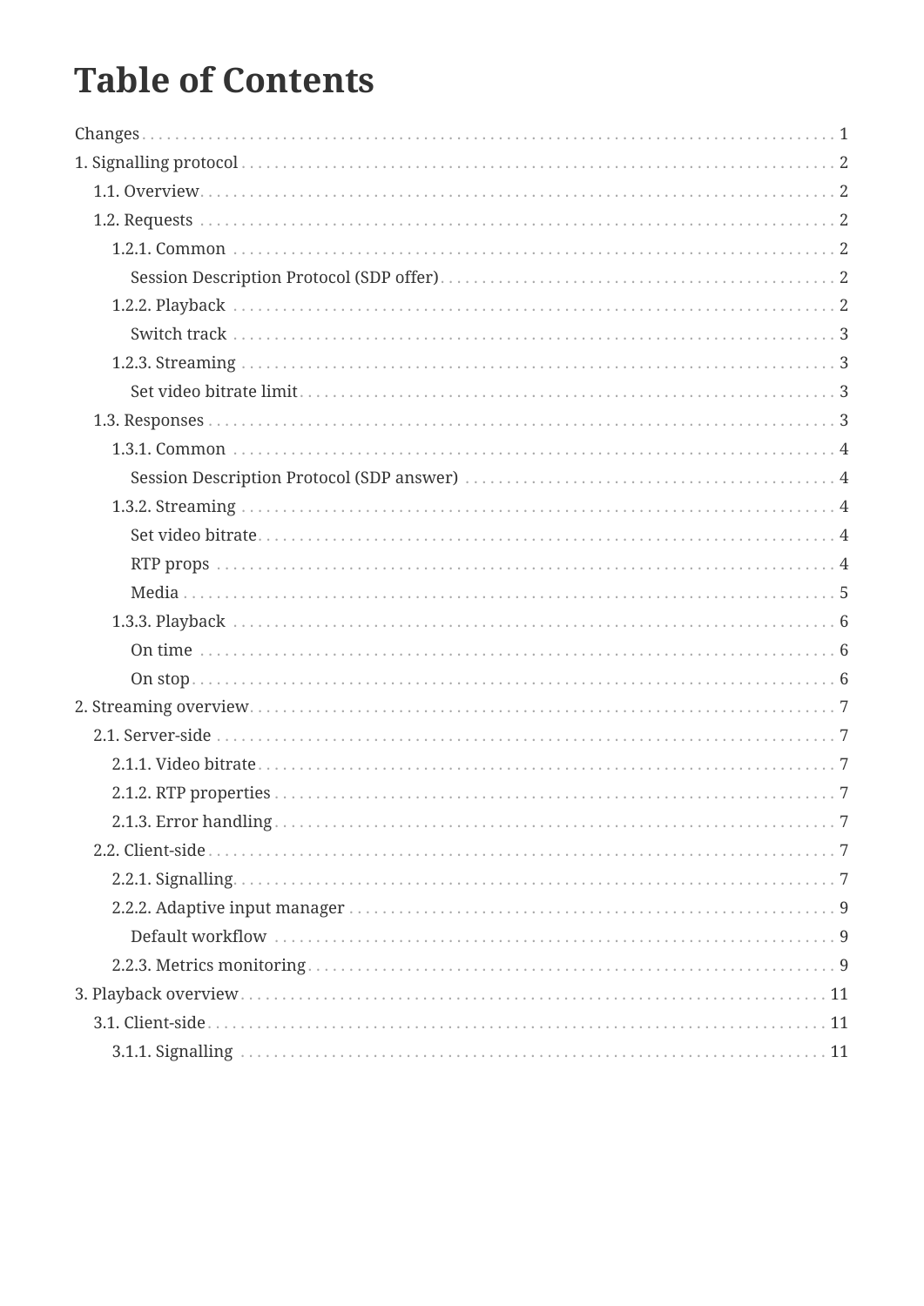# Table of Contents

- Changes ... 1
- 1. Signalling protocol ... 2
  - 1.1. Overview ... 2
  - 1.2. Requests ... 2
    - 1.2.1. Common ... 2
      - Session Description Protocol (SDP offer) ... 2
    - 1.2.2. Playback ... 2
      - Switch track ... 3
    - 1.2.3. Streaming ... 3
      - Set video bitrate limit ... 3
  - 1.3. Responses ... 3
    - 1.3.1. Common ... 4
      - Session Description Protocol (SDP answer) ... 4
    - 1.3.2. Streaming ... 4
      - Set video bitrate ... 4
      - RTP props ... 4
      - Media ... 5
    - 1.3.3. Playback ... 6
      - On time ... 6
      - On stop ... 6
- 2. Streaming overview ... 7
  - 2.1. Server-side ... 7
    - 2.1.1. Video bitrate ... 7
    - 2.1.2. RTP properties ... 7
    - 2.1.3. Error handling ... 7
  - 2.2. Client-side ... 7
    - 2.2.1. Signalling ... 7
    - 2.2.2. Adaptive input manager ... 9
      - Default workflow ... 9
    - 2.2.3. Metrics monitoring ... 9
- 3. Playback overview ... 11
  - 3.1. Client-side ... 11
    - 3.1.1. Signalling ... 11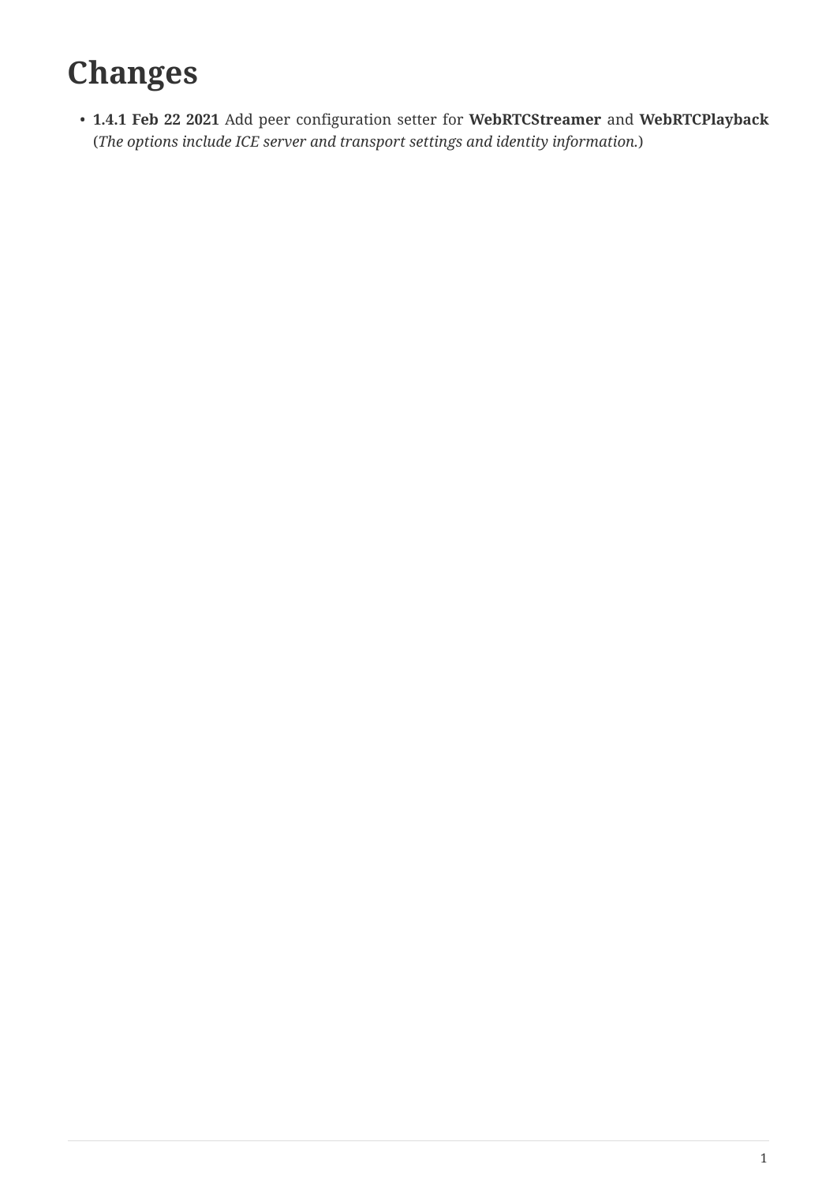# Changes

- **1.4.1 Feb 22 2021** Add peer configuration setter for **WebRTCStreamer** and **WebRTCPlayback** (*The options include ICE server and transport settings and identity information.*)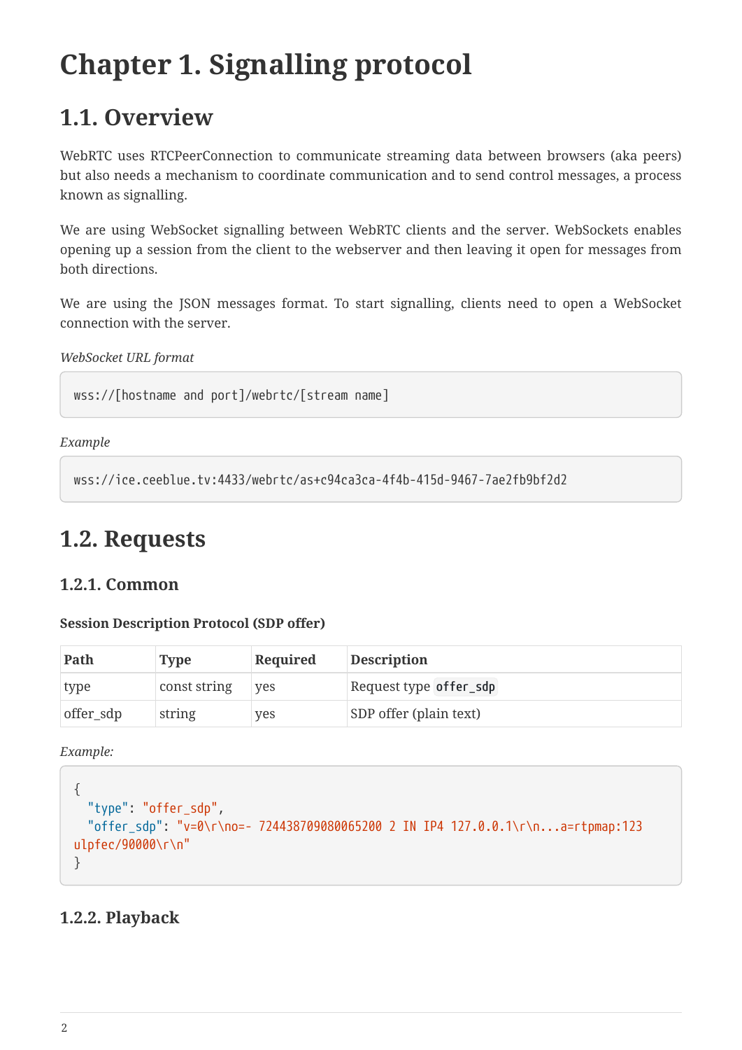# Chapter 1. Signalling protocol

## 1.1. Overview

WebRTC uses RTCPeerConnection to communicate streaming data between browsers (aka peers) but also needs a mechanism to coordinate communication and to send control messages, a process known as signalling.

We are using WebSocket signalling between WebRTC clients and the server. WebSockets enables opening up a session from the client to the webserver and then leaving it open for messages from both directions.

We are using the JSON messages format. To start signalling, clients need to open a WebSocket connection with the server.

*WebSocket URL format*

```
wss://[hostname and port]/webrtc/[stream name]
```

*Example*

```
wss://ice.ceeblue.tv:4433/webrtc/as+c94ca3ca-4f4b-415d-9467-7ae2fb9bf2d2
```

## 1.2. Requests

### 1.2.1. Common

**Session Description Protocol (SDP offer)**

| Path | Type | Required | Description |
|---|---|---|---|
| type | const string | yes | Request type `offer_sdp` |
| offer_sdp | string | yes | SDP offer (plain text) |

*Example:*

```
{
  "type": "offer_sdp",
  "offer_sdp": "v=0\r\no=- 724438709080065200 2 IN IP4 127.0.0.1\r\n...a=rtpmap:123
ulpfec/90000\r\n"
}
```

### 1.2.2. Playback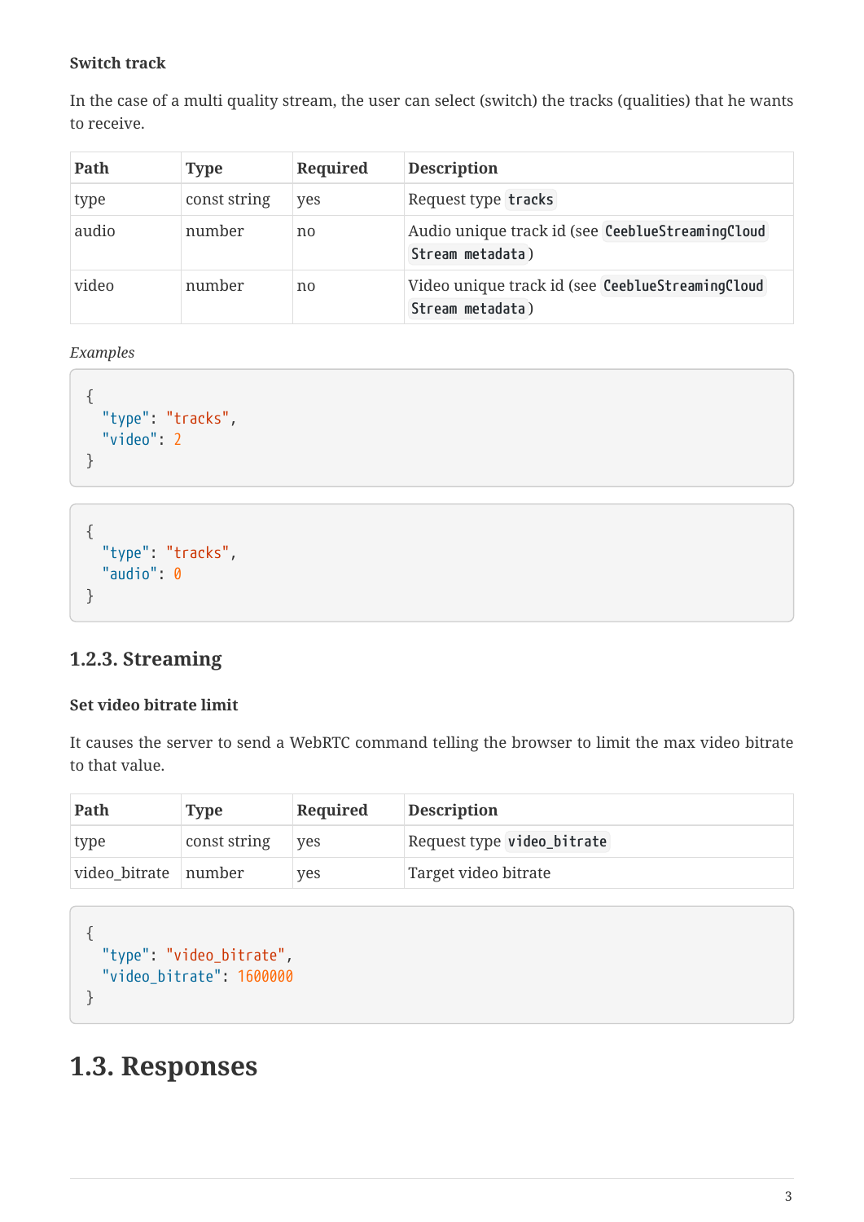#### Switch track

In the case of a multi quality stream, the user can select (switch) the tracks (qualities) that he wants to receive.

| Path | Type | Required | Description |
|---|---|---|---|
| type | const string | yes | Request type `tracks` |
| audio | number | no | Audio unique track id (see `CeeblueStreamingCloud Stream metadata`) |
| video | number | no | Video unique track id (see `CeeblueStreamingCloud Stream metadata`) |

*Examples*

```
{
  "type": "tracks",
  "video": 2
}
```

```
{
  "type": "tracks",
  "audio": 0
}
```

### 1.2.3. Streaming

#### Set video bitrate limit

It causes the server to send a WebRTC command telling the browser to limit the max video bitrate to that value.

| Path | Type | Required | Description |
|---|---|---|---|
| type | const string | yes | Request type `video_bitrate` |
| video_bitrate | number | yes | Target video bitrate |

```
{
  "type": "video_bitrate",
  "video_bitrate": 1600000
}
```

## 1.3. Responses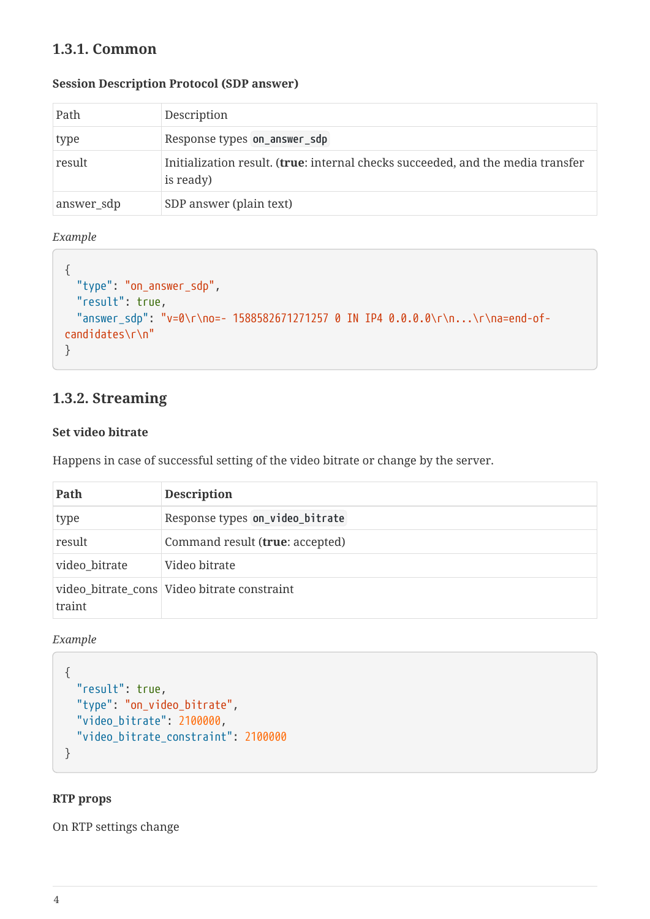### 1.3.1. Common

#### Session Description Protocol (SDP answer)

| Path | Description |
|---|---|
| type | Response types `on_answer_sdp` |
| result | Initialization result. (**true**: internal checks succeeded, and the media transfer is ready) |
| answer_sdp | SDP answer (plain text) |

*Example*

```
{
  "type": "on_answer_sdp",
  "result": true,
  "answer_sdp": "v=0\r\no=- 1588582671271257 0 IN IP4 0.0.0.0\r\n...\r\na=end-of-candidates\r\n"
}
```

### 1.3.2. Streaming

#### Set video bitrate

Happens in case of successful setting of the video bitrate or change by the server.

| Path | Description |
|---|---|
| type | Response types `on_video_bitrate` |
| result | Command result (**true**: accepted) |
| video_bitrate | Video bitrate |
| video_bitrate_constraint | Video bitrate constraint |

*Example*

```
{
  "result": true,
  "type": "on_video_bitrate",
  "video_bitrate": 2100000,
  "video_bitrate_constraint": 2100000
}
```

#### RTP props

On RTP settings change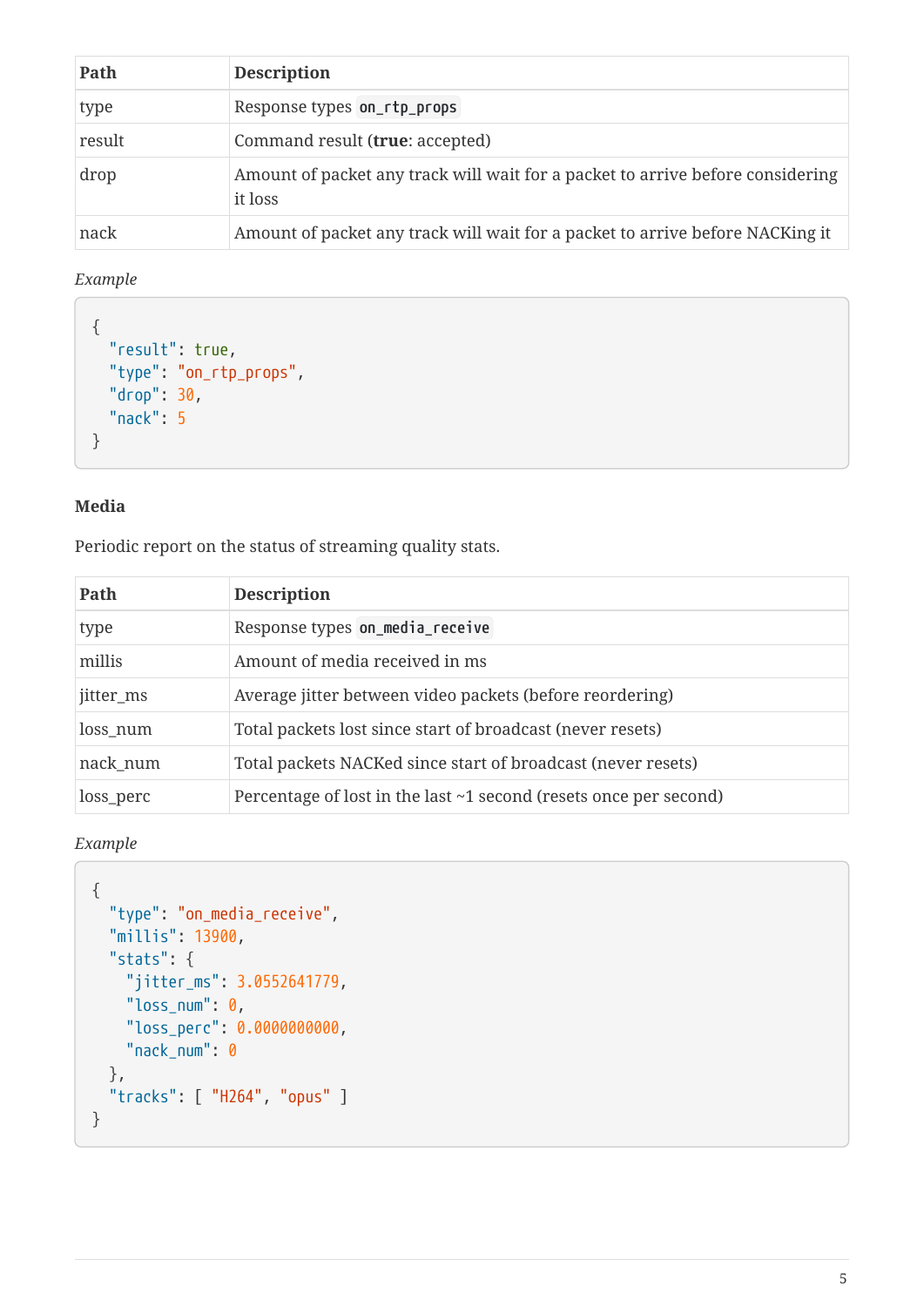| Path | Description |
| --- | --- |
| type | Response types `on_rtp_props` |
| result | Command result (**true**: accepted) |
| drop | Amount of packet any track will wait for a packet to arrive before considering it loss |
| nack | Amount of packet any track will wait for a packet to arrive before NACKing it |

*Example*

```
{
  "result": true,
  "type": "on_rtp_props",
  "drop": 30,
  "nack": 5
}
```

#### Media

Periodic report on the status of streaming quality stats.

| Path | Description |
| --- | --- |
| type | Response types `on_media_receive` |
| millis | Amount of media received in ms |
| jitter_ms | Average jitter between video packets (before reordering) |
| loss_num | Total packets lost since start of broadcast (never resets) |
| nack_num | Total packets NACKed since start of broadcast (never resets) |
| loss_perc | Percentage of lost in the last ~1 second (resets once per second) |

*Example*

```
{
  "type": "on_media_receive",
  "millis": 13900,
  "stats": {
    "jitter_ms": 3.0552641779,
    "loss_num": 0,
    "loss_perc": 0.0000000000,
    "nack_num": 0
  },
  "tracks": [ "H264", "opus" ]
}
```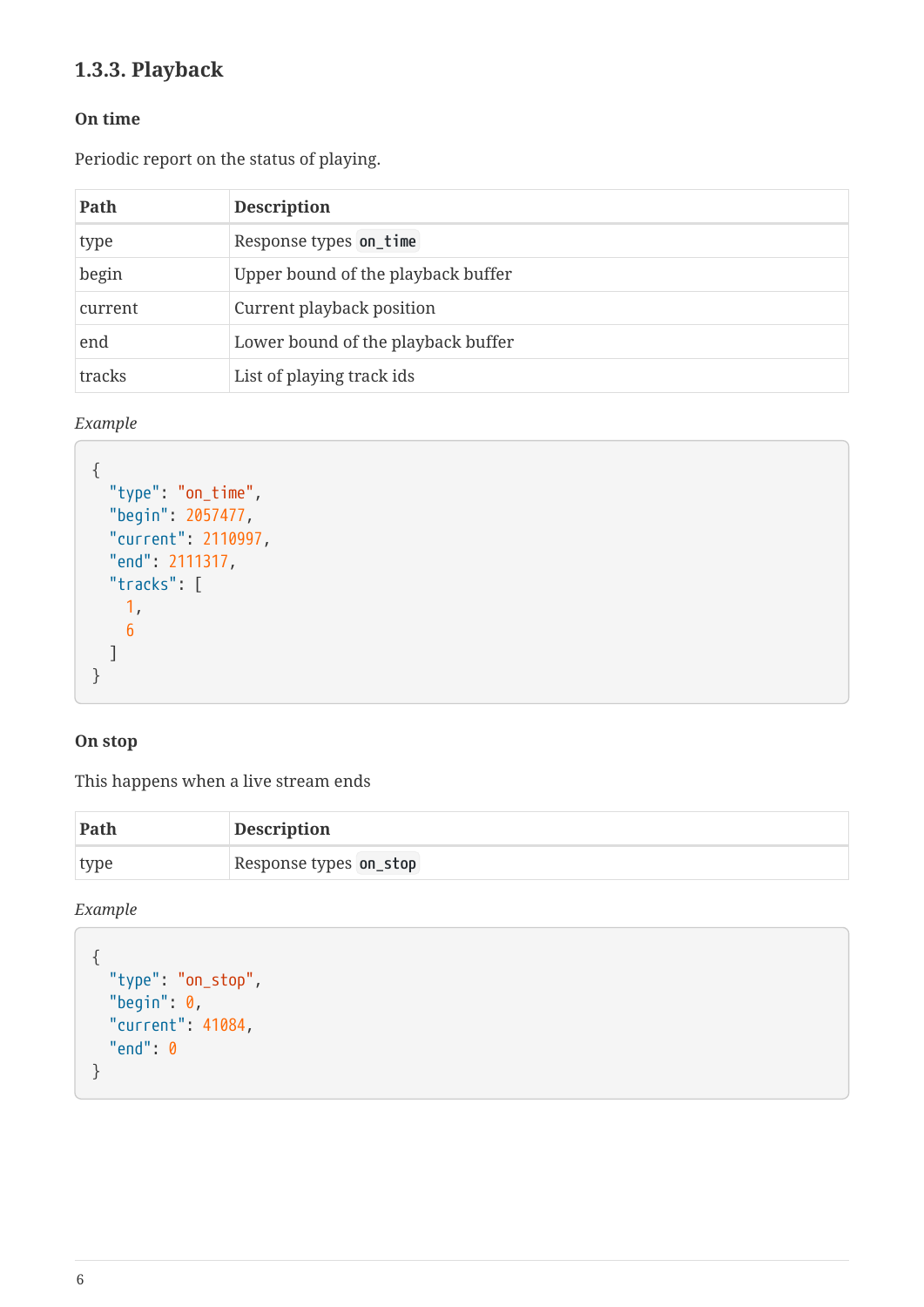### 1.3.3. Playback

#### On time

Periodic report on the status of playing.

| Path | Description |
|---|---|
| type | Response types `on_time` |
| begin | Upper bound of the playback buffer |
| current | Current playback position |
| end | Lower bound of the playback buffer |
| tracks | List of playing track ids |

*Example*

```
{
  "type": "on_time",
  "begin": 2057477,
  "current": 2110997,
  "end": 2111317,
  "tracks": [
    1,
    6
  ]
}
```

#### On stop

This happens when a live stream ends

| Path | Description |
|---|---|
| type | Response types `on_stop` |

*Example*

```
{
  "type": "on_stop",
  "begin": 0,
  "current": 41084,
  "end": 0
}
```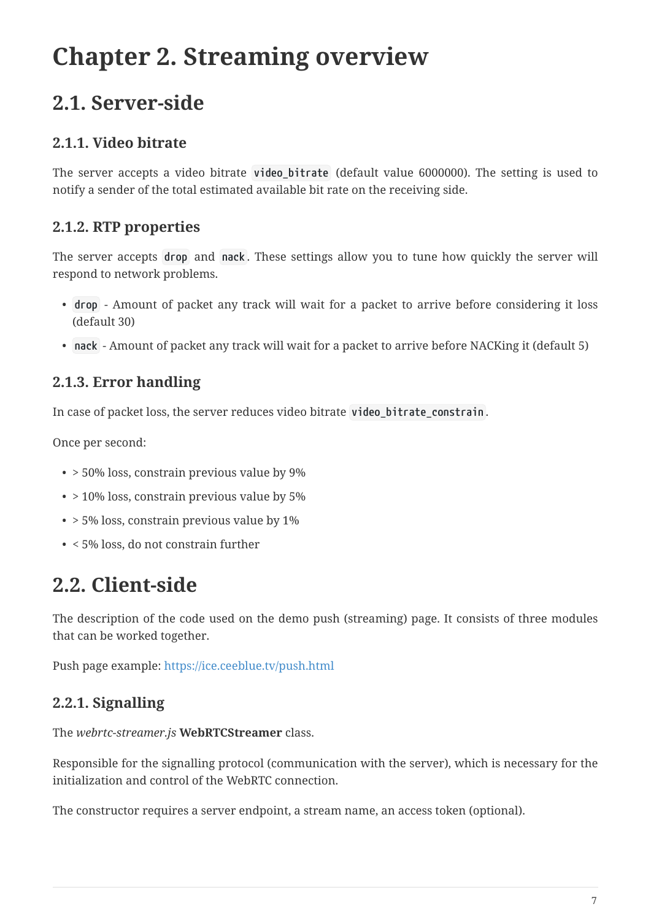# Chapter 2. Streaming overview

## 2.1. Server-side

### 2.1.1. Video bitrate

The server accepts a video bitrate `video_bitrate` (default value 6000000). The setting is used to notify a sender of the total estimated available bit rate on the receiving side.

### 2.1.2. RTP properties

The server accepts `drop` and `nack`. These settings allow you to tune how quickly the server will respond to network problems.

- `drop` - Amount of packet any track will wait for a packet to arrive before considering it loss (default 30)
- `nack` - Amount of packet any track will wait for a packet to arrive before NACKing it (default 5)

### 2.1.3. Error handling

In case of packet loss, the server reduces video bitrate `video_bitrate_constrain`.

Once per second:

- > 50% loss, constrain previous value by 9%
- > 10% loss, constrain previous value by 5%
- > 5% loss, constrain previous value by 1%
- < 5% loss, do not constrain further

## 2.2. Client-side

The description of the code used on the demo push (streaming) page. It consists of three modules that can be worked together.

Push page example: https://ice.ceeblue.tv/push.html

### 2.2.1. Signalling

The *webrtc-streamer.js* **WebRTCStreamer** class.

Responsible for the signalling protocol (communication with the server), which is necessary for the initialization and control of the WebRTC connection.

The constructor requires a server endpoint, a stream name, an access token (optional).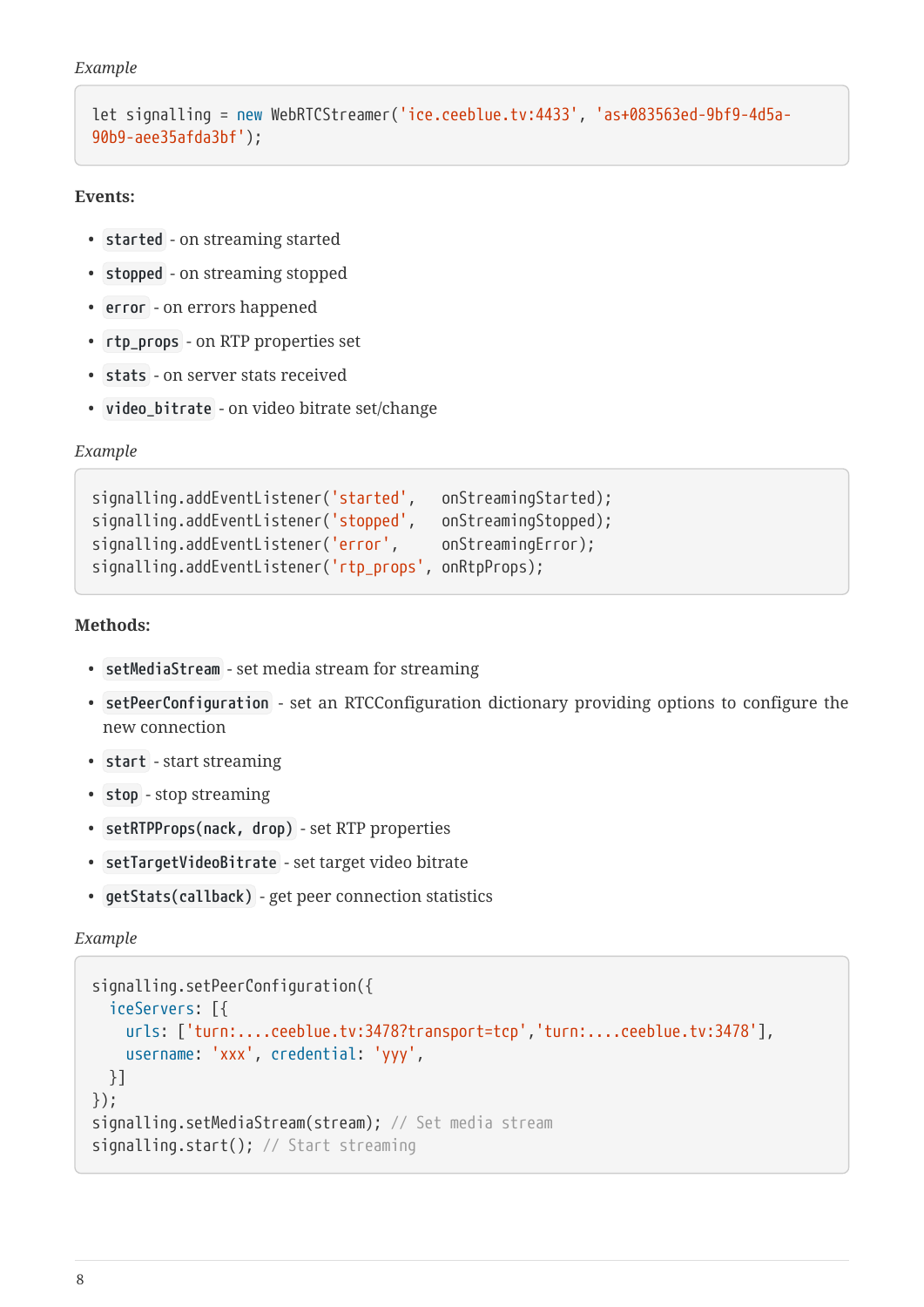*Example*

```
let signalling = new WebRTCStreamer('ice.ceeblue.tv:4433', 'as+083563ed-9bf9-4d5a-90b9-aee35afda3bf');
```

**Events:**

- `started` - on streaming started
- `stopped` - on streaming stopped
- `error` - on errors happened
- `rtp_props` - on RTP properties set
- `stats` - on server stats received
- `video_bitrate` - on video bitrate set/change

*Example*

```
signalling.addEventListener('started',   onStreamingStarted);
signalling.addEventListener('stopped',   onStreamingStopped);
signalling.addEventListener('error',     onStreamingError);
signalling.addEventListener('rtp_props', onRtpProps);
```

**Methods:**

- `setMediaStream` - set media stream for streaming
- `setPeerConfiguration` - set an RTCConfiguration dictionary providing options to configure the new connection
- `start` - start streaming
- `stop` - stop streaming
- `setRTPProps(nack, drop)` - set RTP properties
- `setTargetVideoBitrate` - set target video bitrate
- `getStats(callback)` - get peer connection statistics

*Example*

```
signalling.setPeerConfiguration({
  iceServers: [{
    urls: ['turn:....ceeblue.tv:3478?transport=tcp','turn:....ceeblue.tv:3478'],
    username: 'xxx', credential: 'yyy',
  }]
});
signalling.setMediaStream(stream); // Set media stream
signalling.start(); // Start streaming
```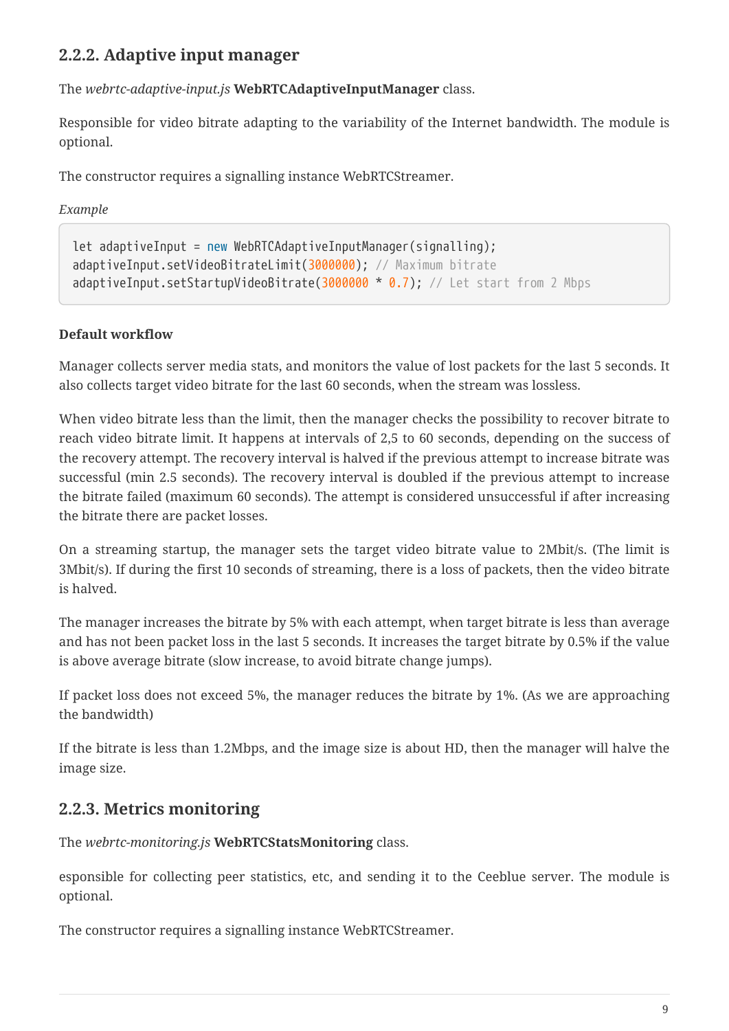### 2.2.2. Adaptive input manager

The *webrtc-adaptive-input.js* **WebRTCAdaptiveInputManager** class.

Responsible for video bitrate adapting to the variability of the Internet bandwidth. The module is optional.

The constructor requires a signalling instance WebRTCStreamer.

*Example*

```
let adaptiveInput = new WebRTCAdaptiveInputManager(signalling);
adaptiveInput.setVideoBitrateLimit(3000000); // Maximum bitrate
adaptiveInput.setStartupVideoBitrate(3000000 * 0.7); // Let start from 2 Mbps
```

**Default workflow**

Manager collects server media stats, and monitors the value of lost packets for the last 5 seconds. It also collects target video bitrate for the last 60 seconds, when the stream was lossless.

When video bitrate less than the limit, then the manager checks the possibility to recover bitrate to reach video bitrate limit. It happens at intervals of 2,5 to 60 seconds, depending on the success of the recovery attempt. The recovery interval is halved if the previous attempt to increase bitrate was successful (min 2.5 seconds). The recovery interval is doubled if the previous attempt to increase the bitrate failed (maximum 60 seconds). The attempt is considered unsuccessful if after increasing the bitrate there are packet losses.

On a streaming startup, the manager sets the target video bitrate value to 2Mbit/s. (The limit is 3Mbit/s). If during the first 10 seconds of streaming, there is a loss of packets, then the video bitrate is halved.

The manager increases the bitrate by 5% with each attempt, when target bitrate is less than average and has not been packet loss in the last 5 seconds. It increases the target bitrate by 0.5% if the value is above average bitrate (slow increase, to avoid bitrate change jumps).

If packet loss does not exceed 5%, the manager reduces the bitrate by 1%. (As we are approaching the bandwidth)

If the bitrate is less than 1.2Mbps, and the image size is about HD, then the manager will halve the image size.

### 2.2.3. Metrics monitoring

The *webrtc-monitoring.js* **WebRTCStatsMonitoring** class.

esponsible for collecting peer statistics, etc, and sending it to the Ceeblue server. The module is optional.

The constructor requires a signalling instance WebRTCStreamer.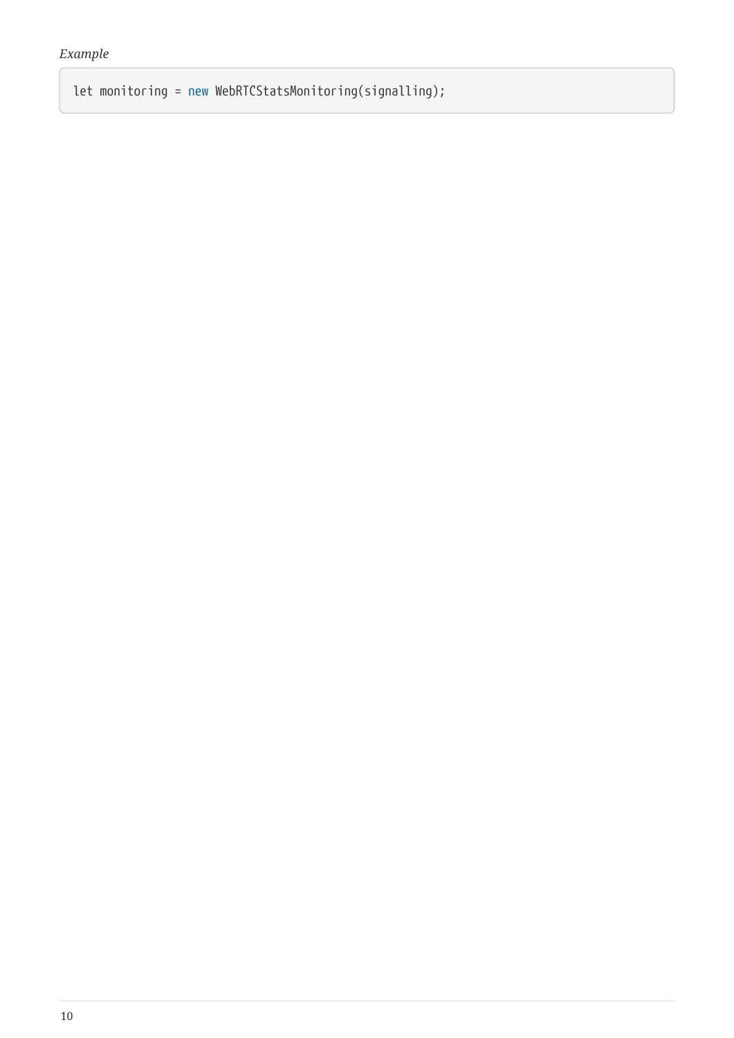*Example*

```
let monitoring = new WebRTCStatsMonitoring(signalling);
```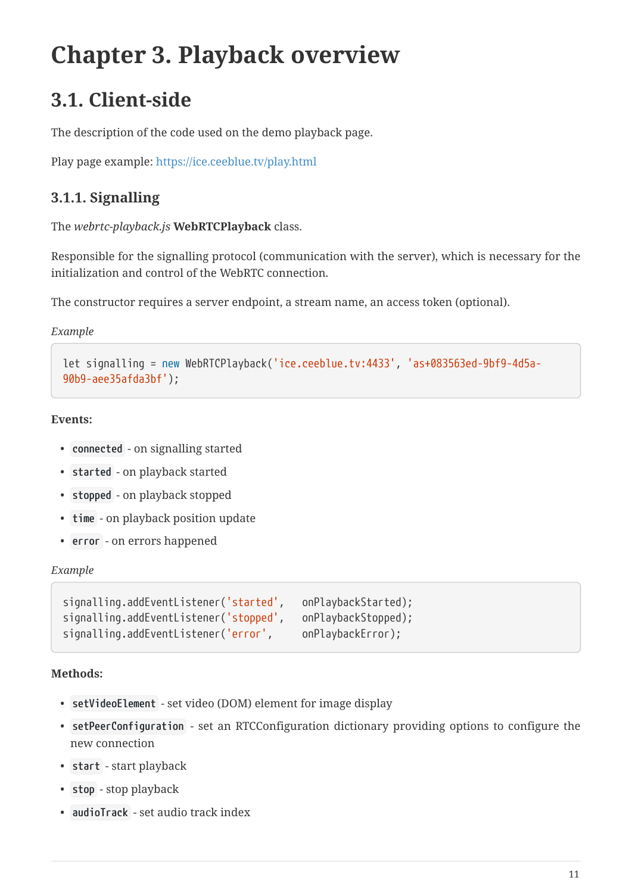# Chapter 3. Playback overview

## 3.1. Client-side

The description of the code used on the demo playback page.

Play page example: https://ice.ceeblue.tv/play.html

### 3.1.1. Signalling

The *webrtc-playback.js* **WebRTCPlayback** class.

Responsible for the signalling protocol (communication with the server), which is necessary for the initialization and control of the WebRTC connection.

The constructor requires a server endpoint, a stream name, an access token (optional).

*Example*

```
let signalling = new WebRTCPlayback('ice.ceeblue.tv:4433', 'as+083563ed-9bf9-4d5a-90b9-aee35afda3bf');
```

**Events:**

- `connected` - on signalling started
- `started` - on playback started
- `stopped` - on playback stopped
- `time` - on playback position update
- `error` - on errors happened

*Example*

```
signalling.addEventListener('started',   onPlaybackStarted);
signalling.addEventListener('stopped',   onPlaybackStopped);
signalling.addEventListener('error',     onPlaybackError);
```

**Methods:**

- `setVideoElement` - set video (DOM) element for image display
- `setPeerConfiguration` - set an RTCConfiguration dictionary providing options to configure the new connection
- `start` - start playback
- `stop` - stop playback
- `audioTrack` - set audio track index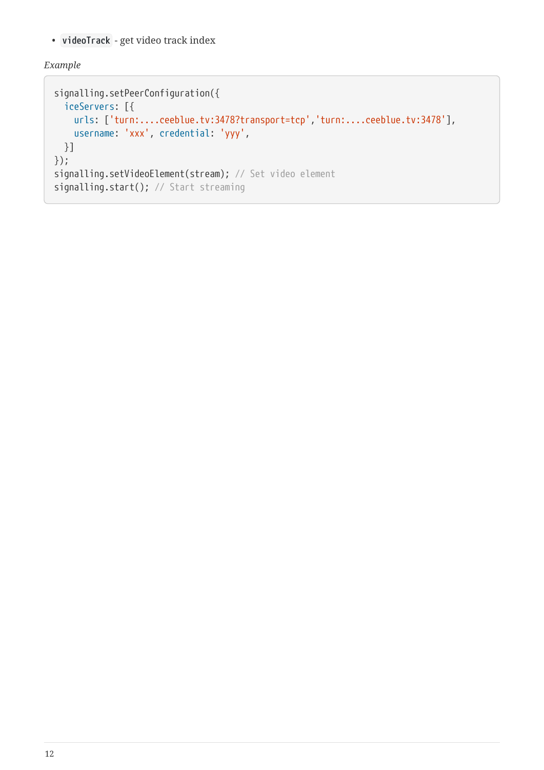- `videoTrack` - get video track index

*Example*

```
signalling.setPeerConfiguration({
  iceServers: [{
    urls: ['turn:....ceeblue.tv:3478?transport=tcp','turn:....ceeblue.tv:3478'],
    username: 'xxx', credential: 'yyy',
  }]
});
signalling.setVideoElement(stream); // Set video element
signalling.start(); // Start streaming
```